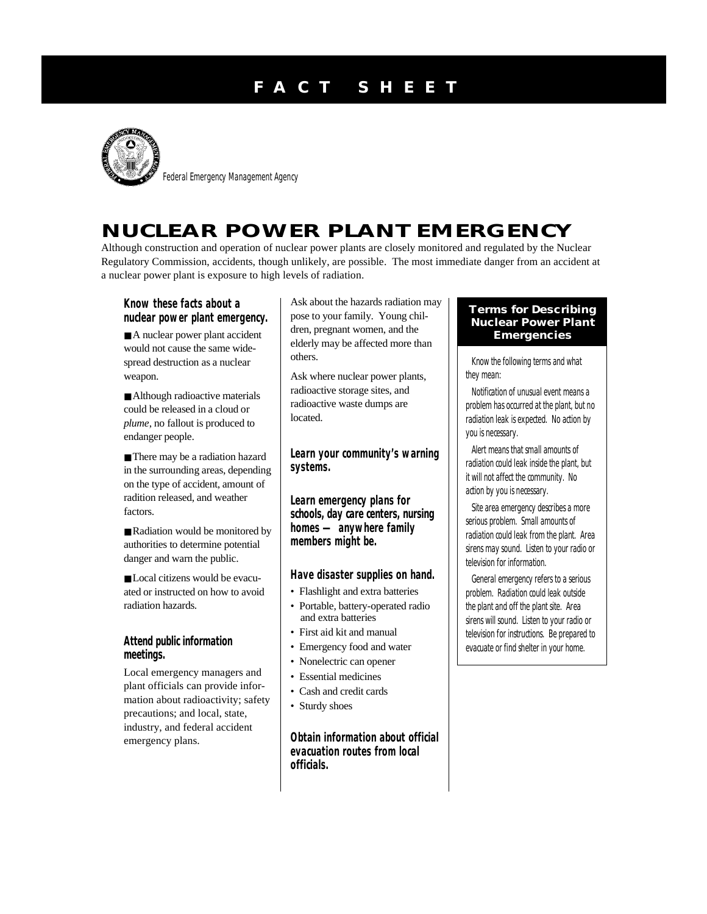# FACT SHEET

Federal Emergency Management Agency

## NUCLEAR POWER PLANT EMERGENCY

Although construction and operation of nuclear power plants are closely monitored and regulated by the Nuclear Regulatory Commission, accidents, though unlikely, are possible. The most immediate danger from an accident at a nuclear power plant is exposure to high levels of radiation.

### Know these facts about a nuclear power plant emergency.

- A nuclear power plant accident would not cause the same widespread destruction as a nuclear weapon.
- Although radioactive materials could be released in a cloud or *plume*, no fallout is produced to endanger people.
- There may be a radiation hazard in the surrounding areas, depending on the type of accident, amount of radition released, and weather factors.
- Radiation would be monitored by authorities to determine potential danger and warn the public.
- Local citizens would be evacuated or instructed on how to avoid radiation hazards.

### Attend public information meetings.

Local emergency managers and plant officials can provide information about radioactivity; safety precautions; and local, state, industry, and federal accident emergency plans.

Ask about the hazards radiation may pose to your family. Young children, pregnant women, and the elderly may be affected more than others.

Ask where nuclear power plants, radioactive storage sites, and radioactive waste dumps are located.

### Learn your community's warning systems.

### Learn emergency plans for schools, day care centers, nursing homes — anywhere family members might be.

### Have disaster supplies on hand.

- Flashlight and extra batteries
- Portable, battery-operated radio and extra batteries
- First aid kit and manual
- Emergency food and water
- Nonelectric can opener
- Essential medicines
- Cash and credit cards
- Sturdy shoes

### Obtain information about official evacuation routes from local officials.

### Terms for Describing Nuclear Power Plant Emergencies

Know the following terms and what they mean:

Notification of unusual event means a problem has occurred at the plant, but no radiation leak is expected. No action by you is necessary.

Alert means that small amounts of radiation could leak inside the plant, but it will not affect the community. No action by you is necessary.

Site area emergency describes a more serious problem. Small amounts of radiation could leak from the plant. Area sirens may sound. Listen to your radio or television for information.

General emergency refers to a serious problem. Radiation could leak outside the plant and off the plant site. Area sirens will sound. Listen to your radio or television for instructions. Be prepared to evacuate or find shelter in your home.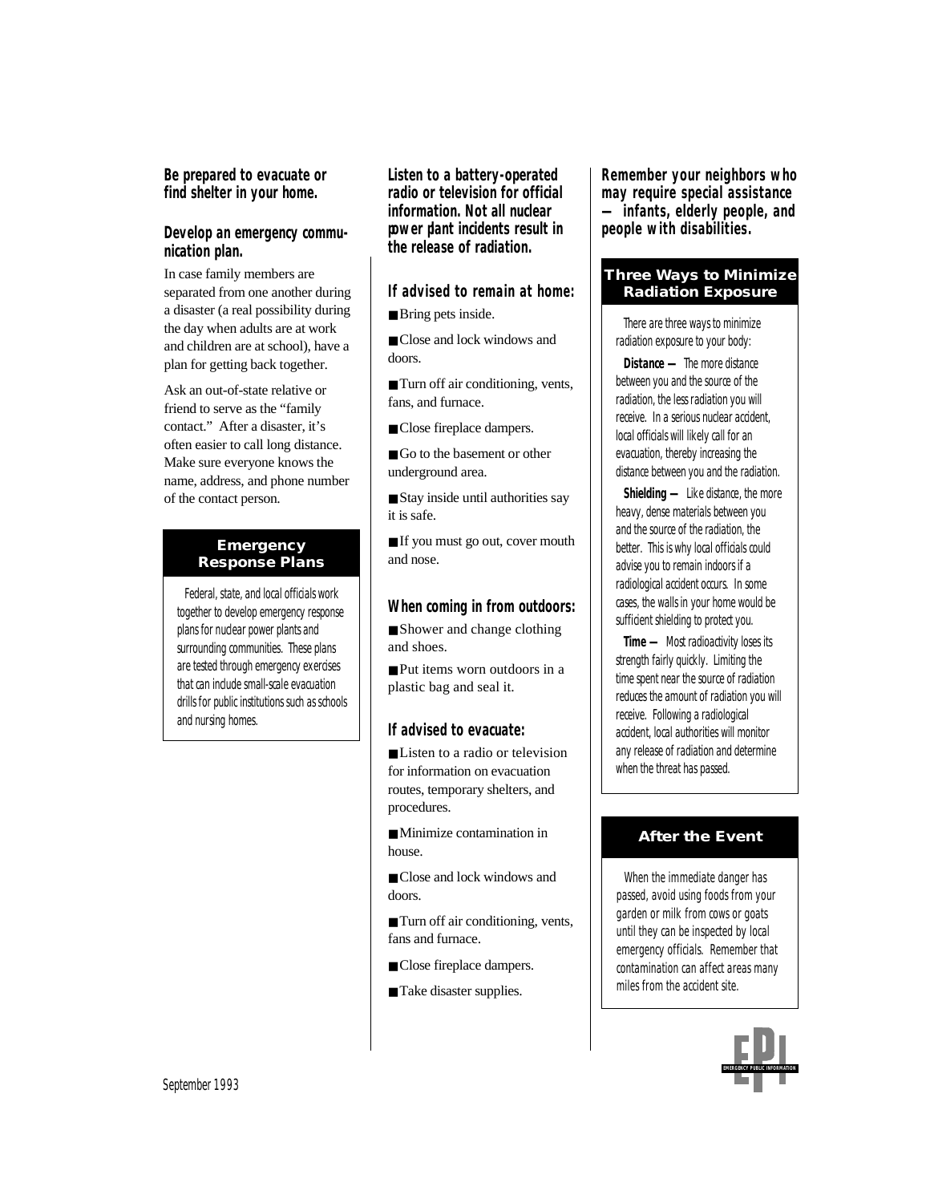**Be prepared to evacuate or find shelter in your home.**

**Develop an emergency communication plan.**

In case family members are separated from one another during a disaster (a real possibility during the day when adults are at work and children are at school), have a plan for getting back together.

Ask an out-of-state relative or friend to serve as the "family contact." After a disaster, it's often easier to call long distance. Make sure everyone knows the name, address, and phone number of the contact person.

## Emergency Response Plans

Federal, state, and local officials work together to develop emergency response plans for nuclear power plants and surrounding communities. These plans are tested through emergency exercises that can include small-scale evacuation drills for public institutions such as schools and nursing homes.

**Listen to a battery-operated radio or television for official information. Not all nuclear power plant incidents result in the release of radiation.**

### If advised to remain at home:

- Bring pets inside.
- Close and lock windows and doors.
- Turn off air conditioning, vents, fans, and furnace.
- Close fireplace dampers.
- Go to the basement or other underground area.
- Stay inside until authorities say it is safe.
- If you must go out, cover mouth and nose.

### When coming in from outdoors:

- Shower and change clothing and shoes.
- Put items worn outdoors in a plastic bag and seal it.

### If advised to evacuate:

- Listen to a radio or television for information on evacuation routes, temporary shelters, and procedures.
- Minimize contamination in house.
- Close and lock windows and doors.
- Turn off air conditioning, vents, fans and furnace.
- Close fireplace dampers.
- Take disaster supplies.

**Remember your neighbors who may require special assistance — infants, elderly people, and people with disabilities.**

## Three Ways to Minimize Radiation Exposure

There are three ways to minimize radiation exposure to your body:

**Distance —** The more distance between you and the source of the radiation, the less radiation you will receive. In a serious nuclear accident, local officials will likely call for an evacuation, thereby increasing the distance between you and the radiation.

**Shielding —** Like distance, the more heavy, dense materials between you and the source of the radiation, the better. This is why local officials could advise you to remain indoors if a radiological accident occurs. In some cases, the walls in your home would be sufficient shielding to protect you.

**Time —** Most radioactivity loses its strength fairly quickly. Limiting the time spent near the source of radiation reduces the amount of radiation you will receive. Following a radiological accident, local authorities will monitor any release of radiation and determine when the threat has passed.

## After the Event

When the immediate danger has passed, avoid using foods from your garden or milk from cows or goats until they can be inspected by local emergency officials. Remember that contamination can affect areas many miles from the accident site.

EPI
EMERGENCY PUBLIC INFORMATION

September 1993